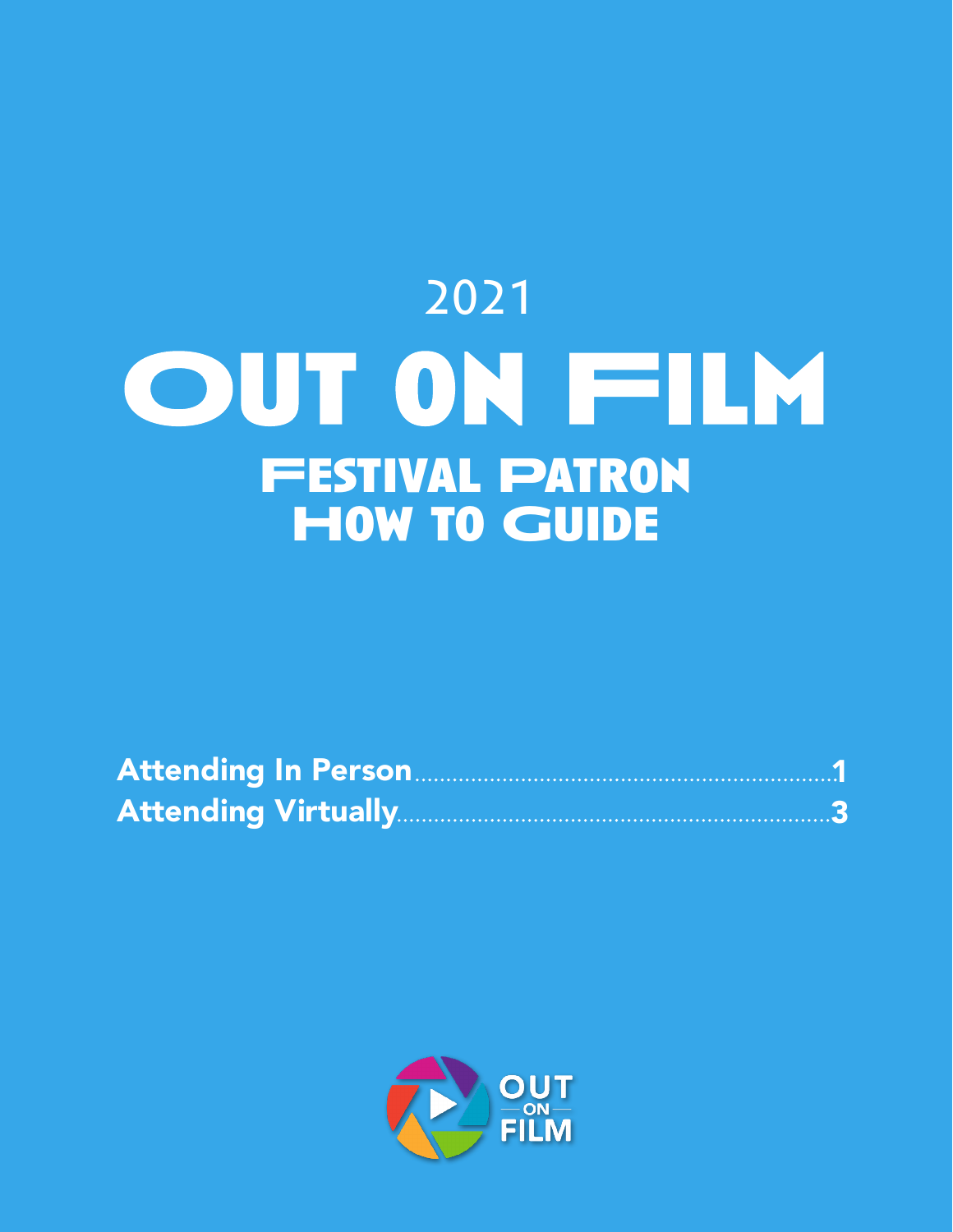2021

# OUT ON FILM

## FESTIVAL PATRON HOW TO GUIDE

**Attending In Person**..........1

**Attending Virtually**..........3

OUT ON FILM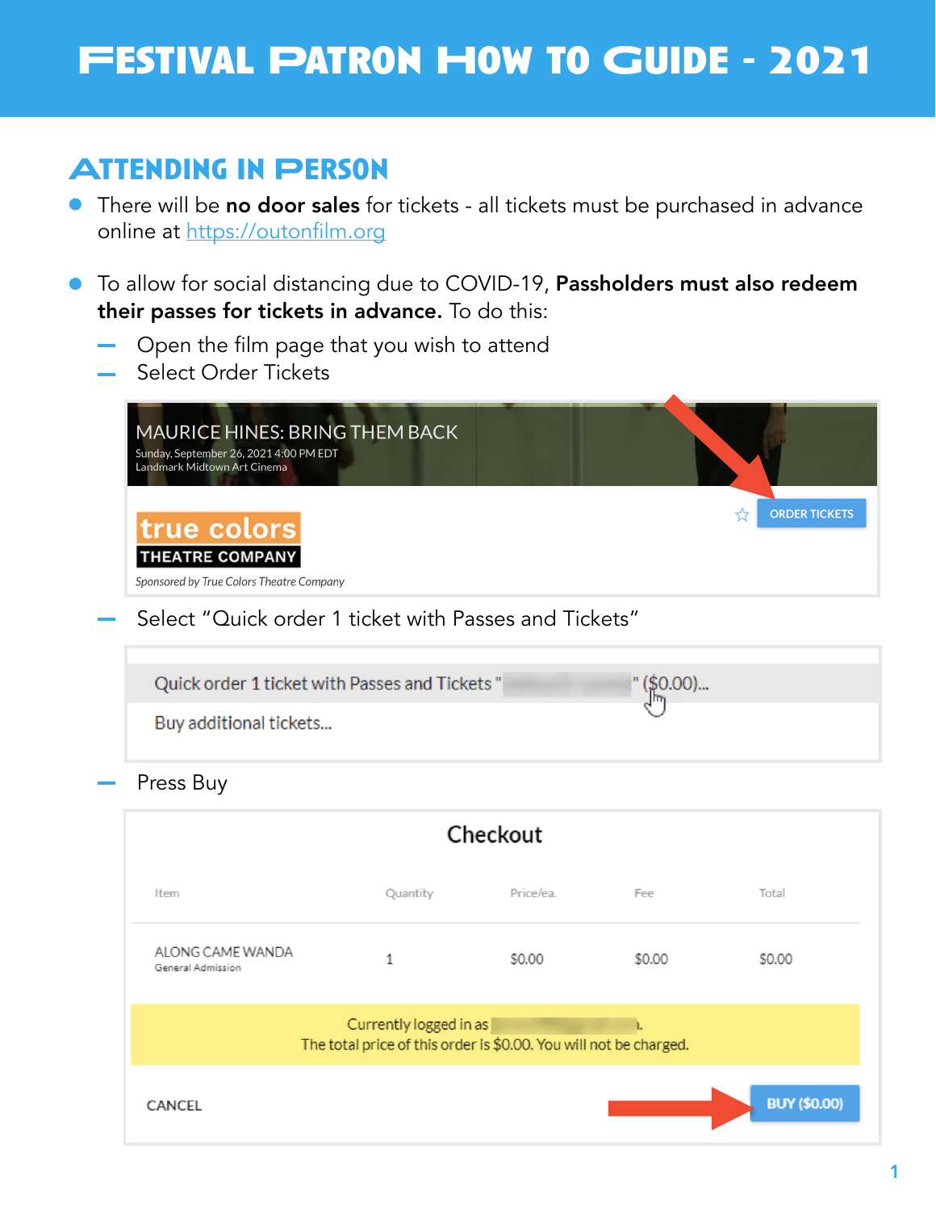# Festival Patron How to Guide - 2021

## Attending in Person

- There will be **no door sales** for tickets - all tickets must be purchased in advance online at https://outonfilm.org

- To allow for social distancing due to COVID-19, **Passholders must also redeem their passes for tickets in advance.** To do this:
  - Open the film page that you wish to attend
  - Select Order Tickets

MAURICE HINES: BRING THEM BACK
Sunday, September 26, 2021 4:00 PM EDT
Landmark Midtown Art Cinema

true colors THEATRE COMPANY

*Sponsored by True Colors Theatre Company*

ORDER TICKETS

  - Select "Quick order 1 ticket with Passes and Tickets"

Quick order 1 ticket with Passes and Tickets " " ($0.00)...

Buy additional tickets...

  - Press Buy

**Checkout**

| Item | Quantity | Price/ea. | Fee | Total |
|---|---|---|---|---|
| ALONG CAME WANDA<br>General Admission | 1 | $0.00 | $0.00 | $0.00 |

Currently logged in as .
The total price of this order is $0.00. You will not be charged.

CANCEL BUY ($0.00)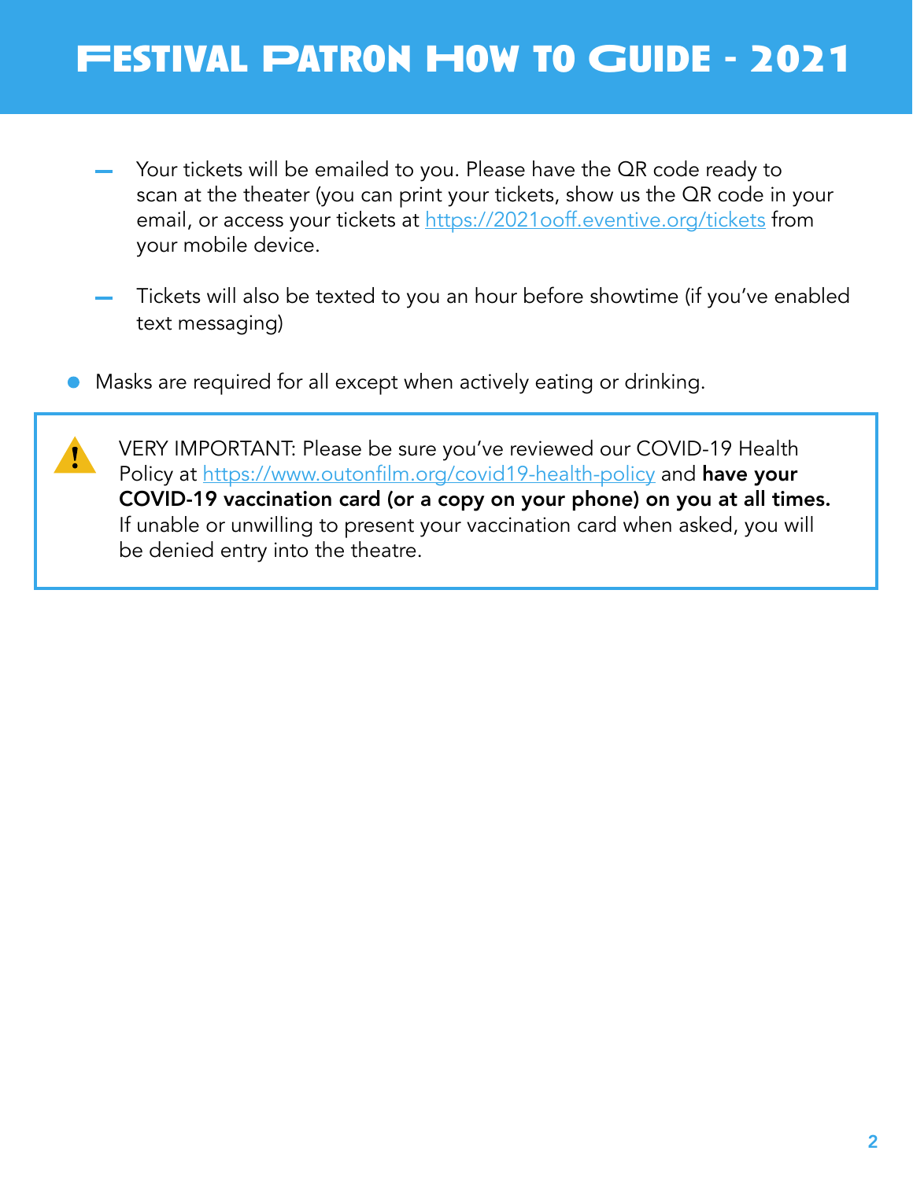- Your tickets will be emailed to you. Please have the QR code ready to scan at the theater (you can print your tickets, show us the QR code in your email, or access your tickets at https://2021ooff.eventive.org/tickets from your mobile device.

  - Tickets will also be texted to you an hour before showtime (if you've enabled text messaging)

- Masks are required for all except when actively eating or drinking.

> ⚠️ VERY IMPORTANT: Please be sure you've reviewed our COVID-19 Health Policy at https://www.outonfilm.org/covid19-health-policy and **have your COVID-19 vaccination card (or a copy on your phone) on you at all times.** If unable or unwilling to present your vaccination card when asked, you will be denied entry into the theatre.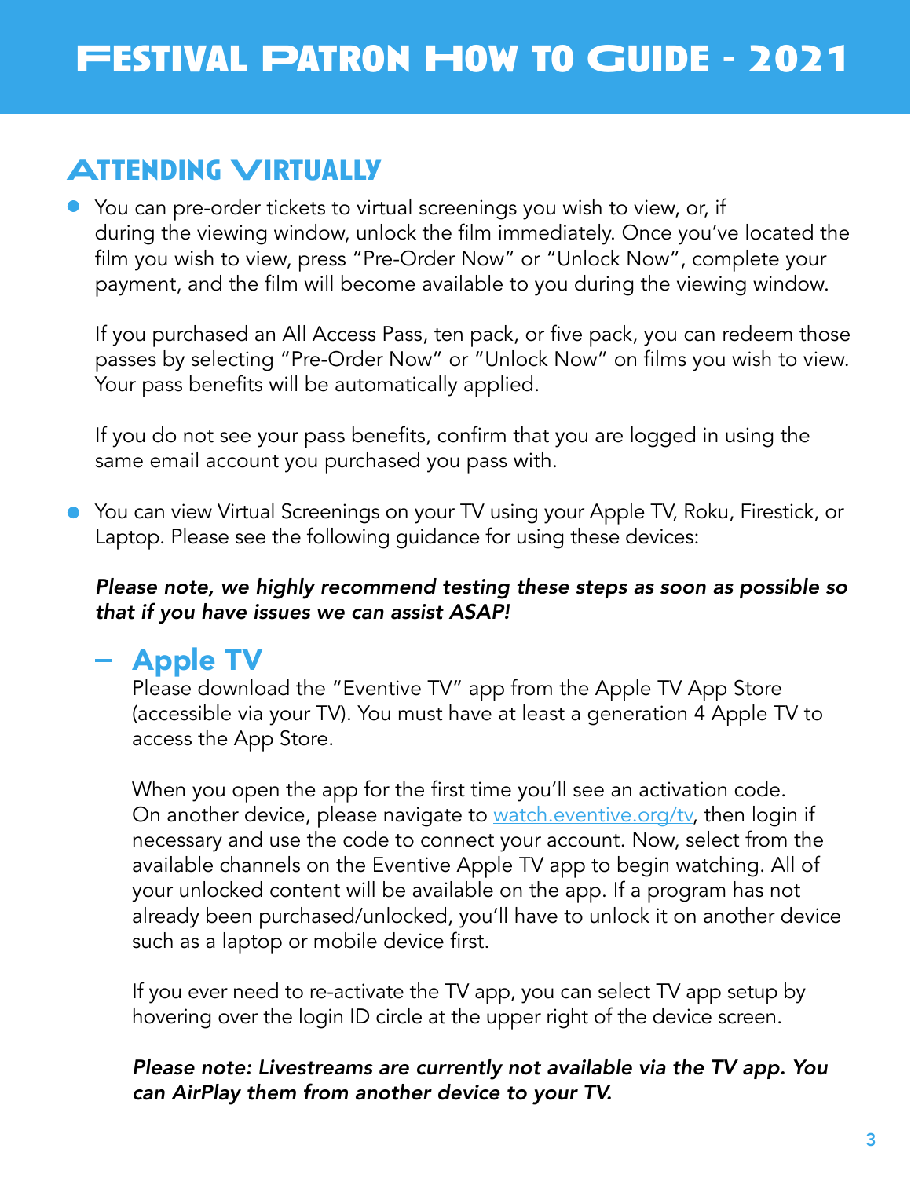# Festival Patron How to Guide - 2021

## Attending Virtually

- You can pre-order tickets to virtual screenings you wish to view, or, if during the viewing window, unlock the film immediately. Once you've located the film you wish to view, press "Pre-Order Now" or "Unlock Now", complete your payment, and the film will become available to you during the viewing window.

  If you purchased an All Access Pass, ten pack, or five pack, you can redeem those passes by selecting "Pre-Order Now" or "Unlock Now" on films you wish to view. Your pass benefits will be automatically applied.

  If you do not see your pass benefits, confirm that you are logged in using the same email account you purchased you pass with.

- You can view Virtual Screenings on your TV using your Apple TV, Roku, Firestick, or Laptop. Please see the following guidance for using these devices:

  ***Please note, we highly recommend testing these steps as soon as possible so that if you have issues we can assist ASAP!***

  - ### Apple TV

    Please download the "Eventive TV" app from the Apple TV App Store (accessible via your TV). You must have at least a generation 4 Apple TV to access the App Store.

    When you open the app for the first time you'll see an activation code. On another device, please navigate to [watch.eventive.org/tv](watch.eventive.org/tv), then login if necessary and use the code to connect your account. Now, select from the available channels on the Eventive Apple TV app to begin watching. All of your unlocked content will be available on the app. If a program has not already been purchased/unlocked, you'll have to unlock it on another device such as a laptop or mobile device first.

    If you ever need to re-activate the TV app, you can select TV app setup by hovering over the login ID circle at the upper right of the device screen.

    ***Please note: Livestreams are currently not available via the TV app. You can AirPlay them from another device to your TV.***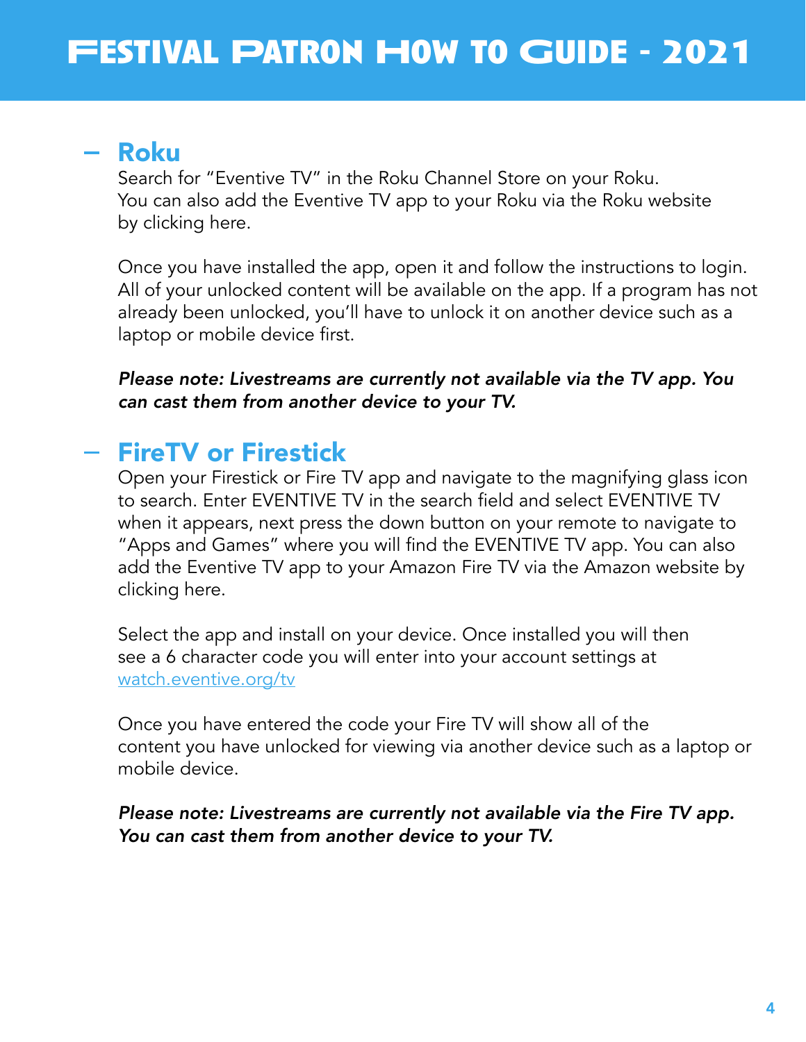## – Roku

Search for "Eventive TV" in the Roku Channel Store on your Roku. You can also add the Eventive TV app to your Roku via the Roku website by clicking here.

Once you have installed the app, open it and follow the instructions to login. All of your unlocked content will be available on the app. If a program has not already been unlocked, you'll have to unlock it on another device such as a laptop or mobile device first.

***Please note: Livestreams are currently not available via the TV app. You can cast them from another device to your TV.***

## – FireTV or Firestick

Open your Firestick or Fire TV app and navigate to the magnifying glass icon to search. Enter EVENTIVE TV in the search field and select EVENTIVE TV when it appears, next press the down button on your remote to navigate to "Apps and Games" where you will find the EVENTIVE TV app. You can also add the Eventive TV app to your Amazon Fire TV via the Amazon website by clicking here.

Select the app and install on your device. Once installed you will then see a 6 character code you will enter into your account settings at [watch.eventive.org/tv](watch.eventive.org/tv)

Once you have entered the code your Fire TV will show all of the content you have unlocked for viewing via another device such as a laptop or mobile device.

***Please note: Livestreams are currently not available via the Fire TV app. You can cast them from another device to your TV.***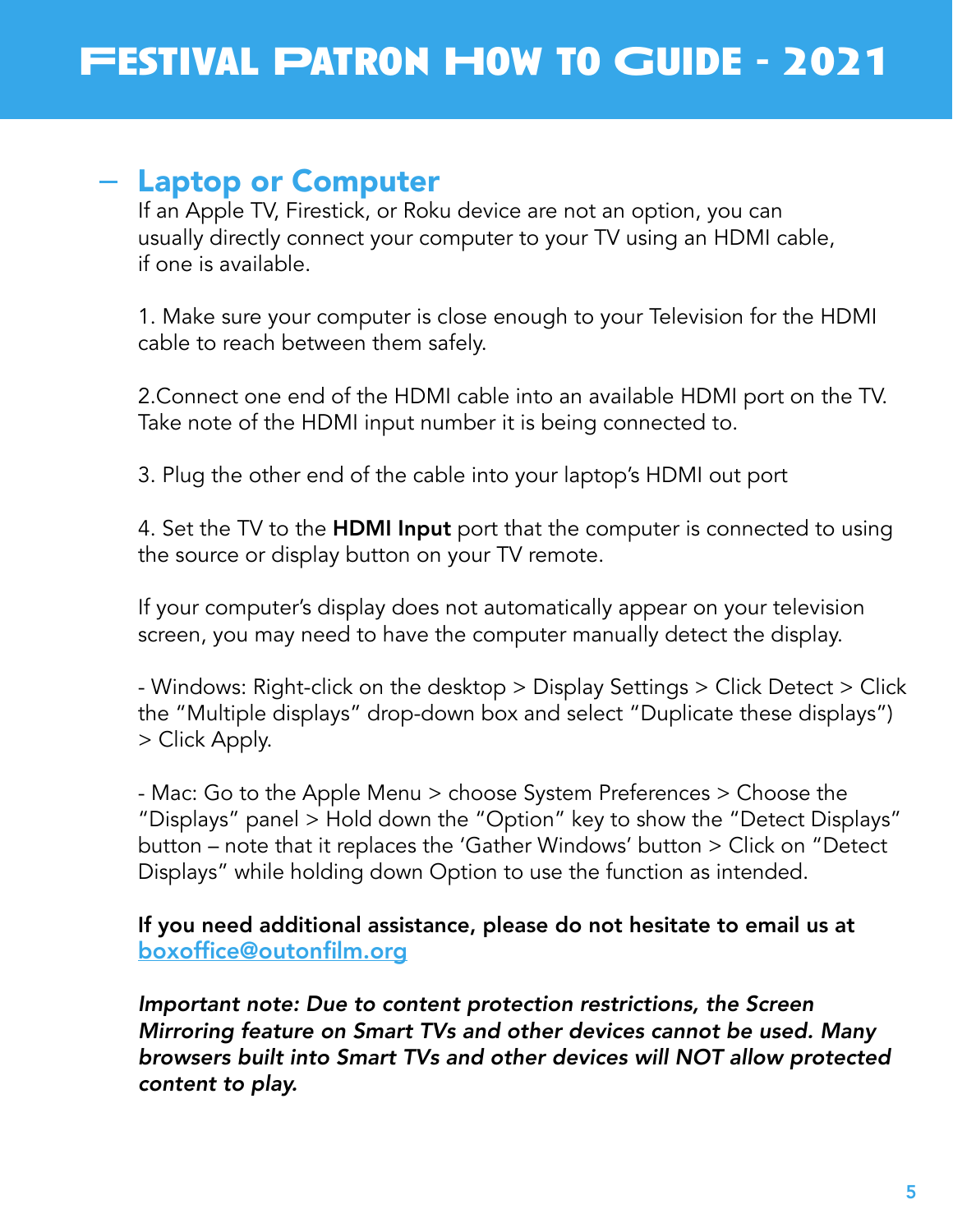# Festival Patron How to Guide - 2021

## – Laptop or Computer

If an Apple TV, Firestick, or Roku device are not an option, you can usually directly connect your computer to your TV using an HDMI cable, if one is available.

1. Make sure your computer is close enough to your Television for the HDMI cable to reach between them safely.

2.Connect one end of the HDMI cable into an available HDMI port on the TV. Take note of the HDMI input number it is being connected to.

3. Plug the other end of the cable into your laptop's HDMI out port

4. Set the TV to the **HDMI Input** port that the computer is connected to using the source or display button on your TV remote.

If your computer's display does not automatically appear on your television screen, you may need to have the computer manually detect the display.

- Windows: Right-click on the desktop > Display Settings > Click Detect > Click the "Multiple displays" drop-down box and select "Duplicate these displays") > Click Apply.

- Mac: Go to the Apple Menu > choose System Preferences > Choose the "Displays" panel > Hold down the "Option" key to show the "Detect Displays" button – note that it replaces the 'Gather Windows' button > Click on "Detect Displays" while holding down Option to use the function as intended.

**If you need additional assistance, please do not hesitate to email us at boxoffice@outonfilm.org**

***Important note: Due to content protection restrictions, the Screen Mirroring feature on Smart TVs and other devices cannot be used. Many browsers built into Smart TVs and other devices will NOT allow protected content to play.***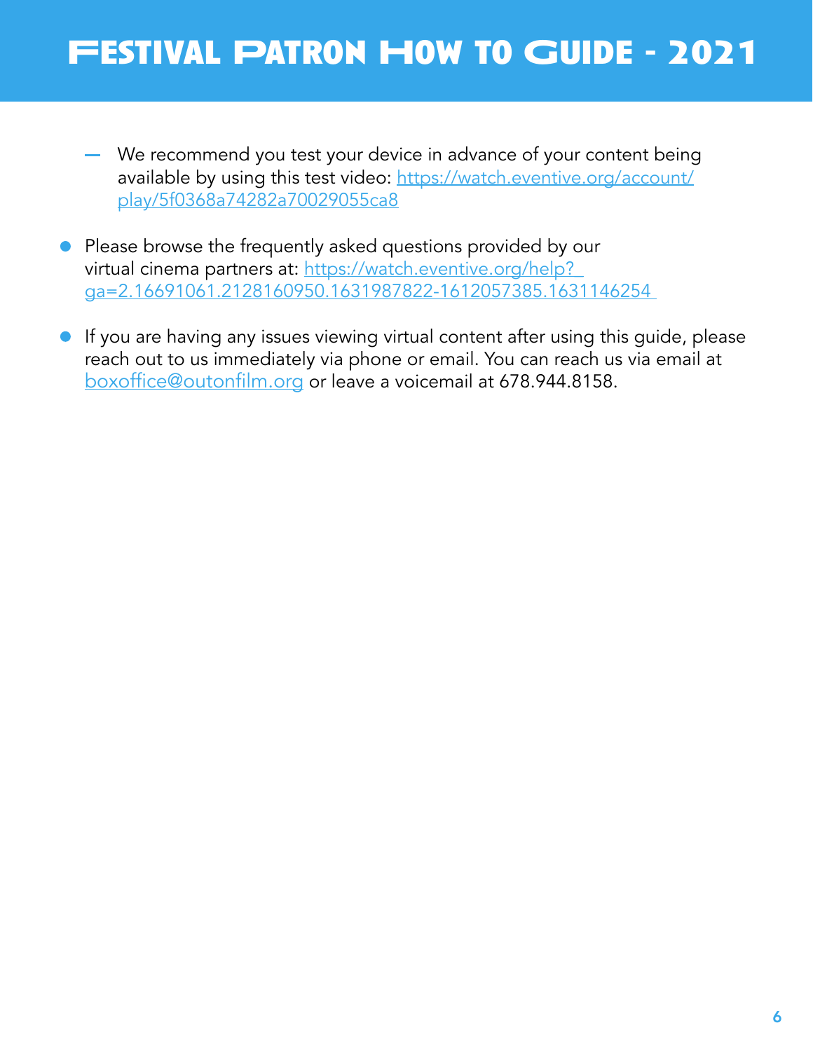- We recommend you test your device in advance of your content being available by using this test video: https://watch.eventive.org/account/play/5f0368a74282a70029055ca8

- Please browse the frequently asked questions provided by our virtual cinema partners at: https://watch.eventive.org/help?_ga=2.16691061.2128160950.1631987822-1612057385.1631146254

- If you are having any issues viewing virtual content after using this guide, please reach out to us immediately via phone or email. You can reach us via email at boxoffice@outonfilm.org or leave a voicemail at 678.944.8158.